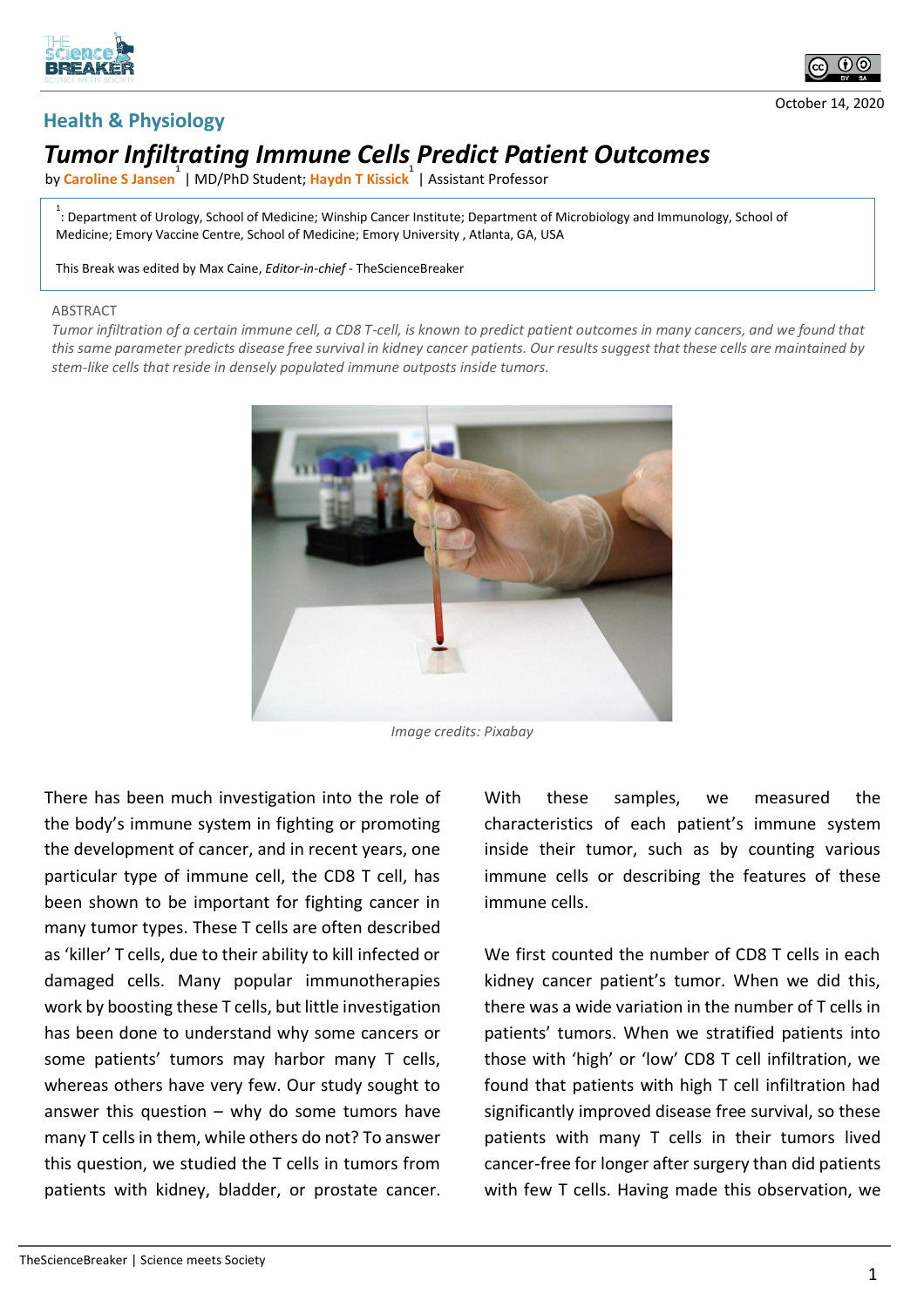Health & Physiology

October 14, 2020

# *Tumor Infiltrating Immune Cells Predict Patient Outcomes*

by **Caroline S Jansen**[1] | MD/PhD Student; **Haydn T Kissick**[1] | Assistant Professor

[1]: Department of Urology, School of Medicine; Winship Cancer Institute; Department of Microbiology and Immunology, School of Medicine; Emory Vaccine Centre, School of Medicine; Emory University , Atlanta, GA, USA

This Break was edited by Max Caine, *Editor-in-chief* - TheScienceBreaker

ABSTRACT

*Tumor infiltration of a certain immune cell, a CD8 T-cell, is known to predict patient outcomes in many cancers, and we found that this same parameter predicts disease free survival in kidney cancer patients. Our results suggest that these cells are maintained by stem-like cells that reside in densely populated immune outposts inside tumors.*

*Image credits: Pixabay*

There has been much investigation into the role of the body's immune system in fighting or promoting the development of cancer, and in recent years, one particular type of immune cell, the CD8 T cell, has been shown to be important for fighting cancer in many tumor types. These T cells are often described as 'killer' T cells, due to their ability to kill infected or damaged cells. Many popular immunotherapies work by boosting these T cells, but little investigation has been done to understand why some cancers or some patients' tumors may harbor many T cells, whereas others have very few. Our study sought to answer this question – why do some tumors have many T cells in them, while others do not? To answer this question, we studied the T cells in tumors from patients with kidney, bladder, or prostate cancer. With these samples, we measured the characteristics of each patient's immune system inside their tumor, such as by counting various immune cells or describing the features of these immune cells.

We first counted the number of CD8 T cells in each kidney cancer patient's tumor. When we did this, there was a wide variation in the number of T cells in patients' tumors. When we stratified patients into those with 'high' or 'low' CD8 T cell infiltration, we found that patients with high T cell infiltration had significantly improved disease free survival, so these patients with many T cells in their tumors lived cancer-free for longer after surgery than did patients with few T cells. Having made this observation, we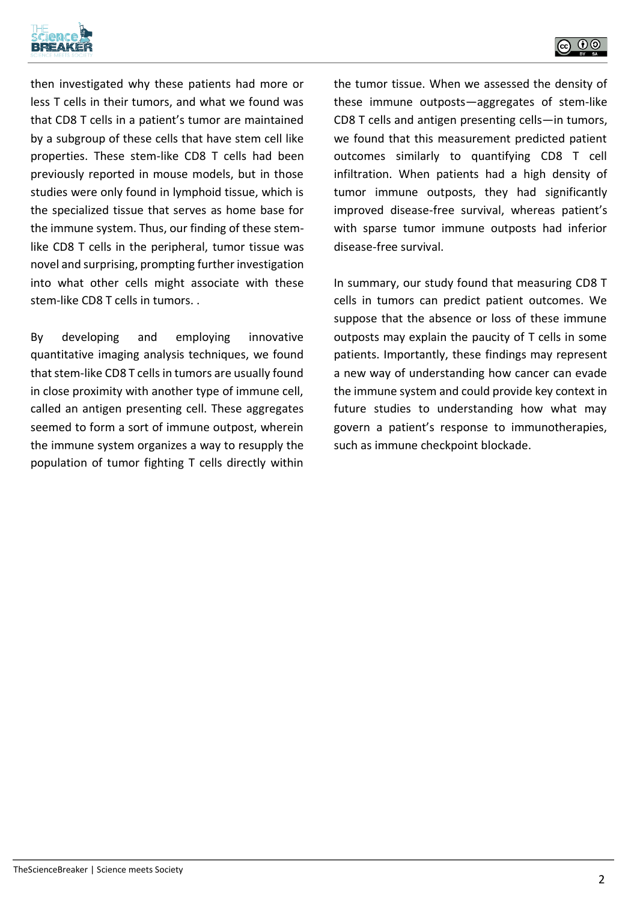then investigated why these patients had more or less T cells in their tumors, and what we found was that CD8 T cells in a patient's tumor are maintained by a subgroup of these cells that have stem cell like properties. These stem-like CD8 T cells had been previously reported in mouse models, but in those studies were only found in lymphoid tissue, which is the specialized tissue that serves as home base for the immune system. Thus, our finding of these stem-like CD8 T cells in the peripheral, tumor tissue was novel and surprising, prompting further investigation into what other cells might associate with these stem-like CD8 T cells in tumors. .

By developing and employing innovative quantitative imaging analysis techniques, we found that stem-like CD8 T cells in tumors are usually found in close proximity with another type of immune cell, called an antigen presenting cell. These aggregates seemed to form a sort of immune outpost, wherein the immune system organizes a way to resupply the population of tumor fighting T cells directly within the tumor tissue. When we assessed the density of these immune outposts—aggregates of stem-like CD8 T cells and antigen presenting cells—in tumors, we found that this measurement predicted patient outcomes similarly to quantifying CD8 T cell infiltration. When patients had a high density of tumor immune outposts, they had significantly improved disease-free survival, whereas patient's with sparse tumor immune outposts had inferior disease-free survival.

In summary, our study found that measuring CD8 T cells in tumors can predict patient outcomes. We suppose that the absence or loss of these immune outposts may explain the paucity of T cells in some patients. Importantly, these findings may represent a new way of understanding how cancer can evade the immune system and could provide key context in future studies to understanding how what may govern a patient's response to immunotherapies, such as immune checkpoint blockade.